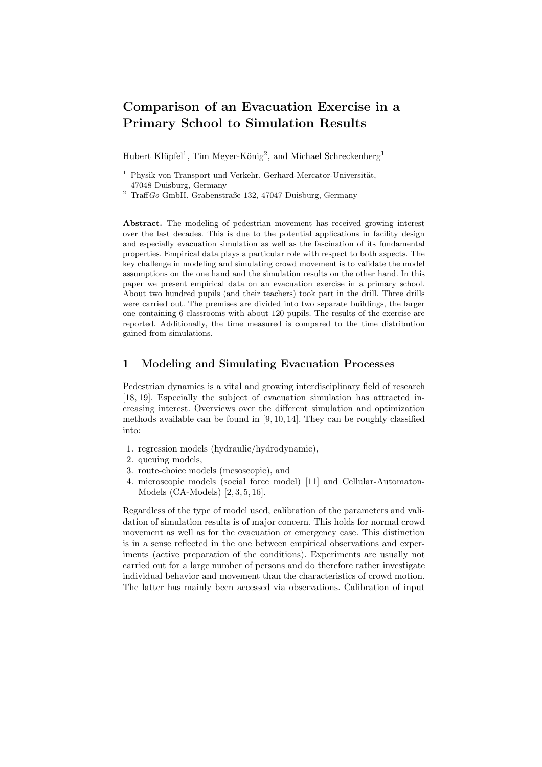# Comparison of an Evacuation Exercise in a Primary School to Simulation Results

Hubert Klüpfel[1], Tim Meyer-König[2], and Michael Schreckenberg[1]

[1] Physik von Transport und Verkehr, Gerhard-Mercator-Universität, 47048 Duisburg, Germany

[2] Traff*Go* GmbH, Grabenstraße 132, 47047 Duisburg, Germany

**Abstract.** The modeling of pedestrian movement has received growing interest over the last decades. This is due to the potential applications in facility design and especially evacuation simulation as well as the fascination of its fundamental properties. Empirical data plays a particular role with respect to both aspects. The key challenge in modeling and simulating crowd movement is to validate the model assumptions on the one hand and the simulation results on the other hand. In this paper we present empirical data on an evacuation exercise in a primary school. About two hundred pupils (and their teachers) took part in the drill. Three drills were carried out. The premises are divided into two separate buildings, the larger one containing 6 classrooms with about 120 pupils. The results of the exercise are reported. Additionally, the time measured is compared to the time distribution gained from simulations.

## 1 Modeling and Simulating Evacuation Processes

Pedestrian dynamics is a vital and growing interdisciplinary field of research [18, 19]. Especially the subject of evacuation simulation has attracted increasing interest. Overviews over the different simulation and optimization methods available can be found in [9, 10, 14]. They can be roughly classified into:

1. regression models (hydraulic/hydrodynamic),
2. queuing models,
3. route-choice models (mesoscopic), and
4. microscopic models (social force model) [11] and Cellular-Automaton-Models (CA-Models) [2, 3, 5, 16].

Regardless of the type of model used, calibration of the parameters and validation of simulation results is of major concern. This holds for normal crowd movement as well as for the evacuation or emergency case. This distinction is in a sense reflected in the one between empirical observations and experiments (active preparation of the conditions). Experiments are usually not carried out for a large number of persons and do therefore rather investigate individual behavior and movement than the characteristics of crowd motion. The latter has mainly been accessed via observations. Calibration of input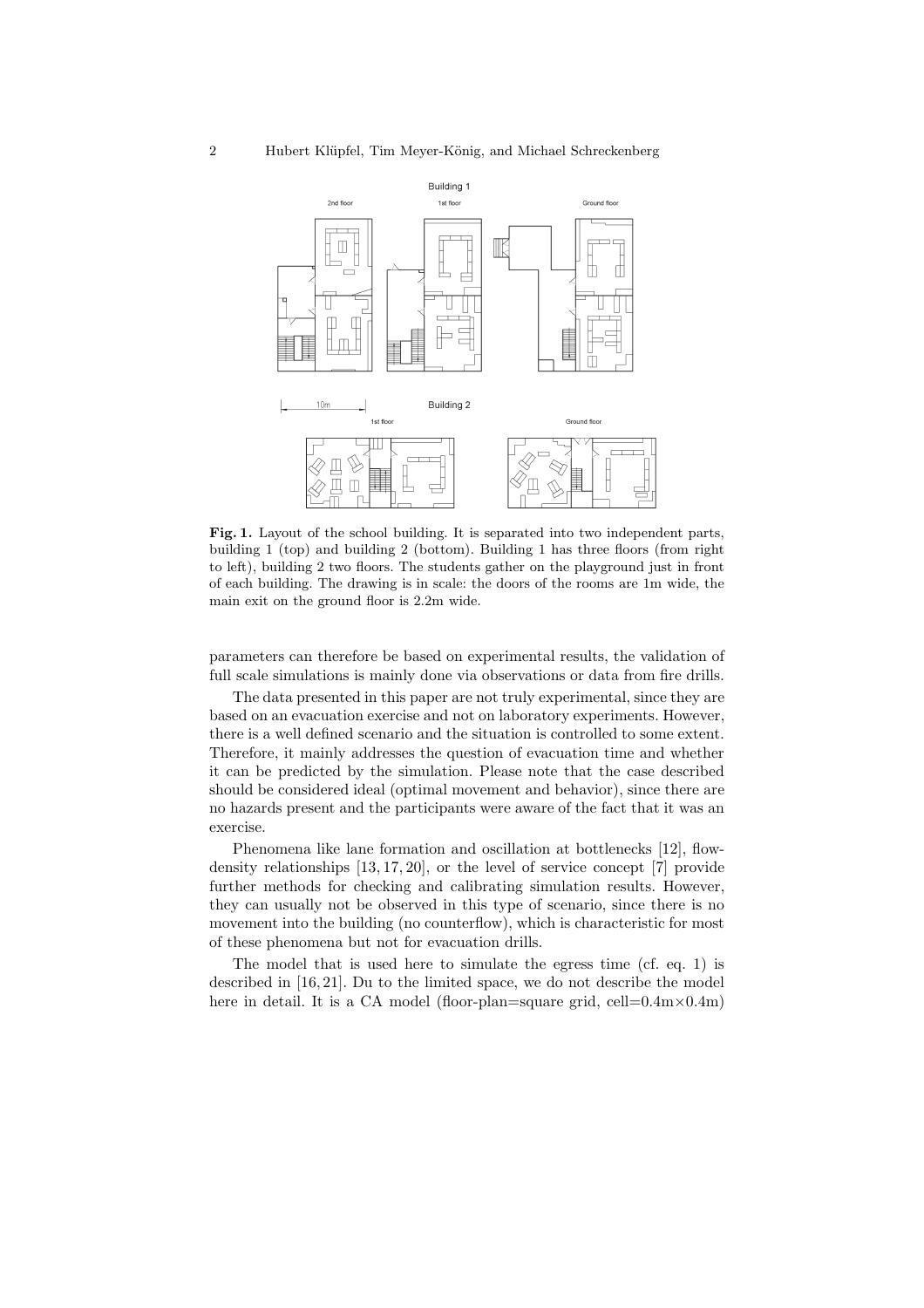**Fig. 1.** Layout of the school building. It is separated into two independent parts, building 1 (top) and building 2 (bottom). Building 1 has three floors (from right to left), building 2 two floors. The students gather on the playground just in front of each building. The drawing is in scale: the doors of the rooms are 1m wide, the main exit on the ground floor is 2.2m wide.

parameters can therefore be based on experimental results, the validation of full scale simulations is mainly done via observations or data from fire drills.

The data presented in this paper are not truly experimental, since they are based on an evacuation exercise and not on laboratory experiments. However, there is a well defined scenario and the situation is controlled to some extent. Therefore, it mainly addresses the question of evacuation time and whether it can be predicted by the simulation. Please note that the case described should be considered ideal (optimal movement and behavior), since there are no hazards present and the participants were aware of the fact that it was an exercise.

Phenomena like lane formation and oscillation at bottlenecks [12], flow-density relationships [13, 17, 20], or the level of service concept [7] provide further methods for checking and calibrating simulation results. However, they can usually not be observed in this type of scenario, since there is no movement into the building (no counterflow), which is characteristic for most of these phenomena but not for evacuation drills.

The model that is used here to simulate the egress time (cf. eq. 1) is described in [16, 21]. Du to the limited space, we do not describe the model here in detail. It is a CA model (floor-plan=square grid, cell=$0.4\text{m}\times0.4\text{m}$)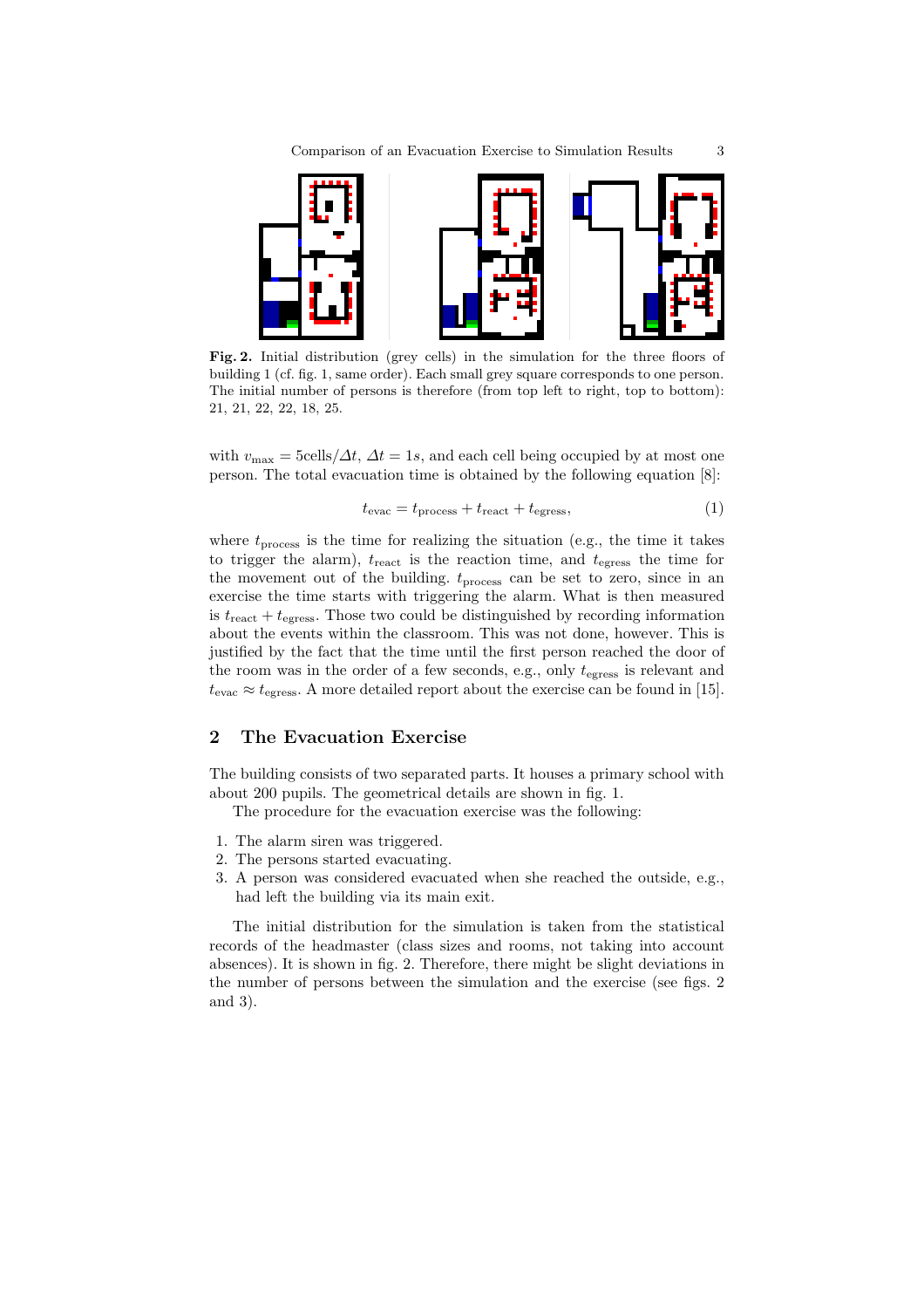**Fig. 2.** Initial distribution (grey cells) in the simulation for the three floors of building 1 (cf. fig. 1, same order). Each small grey square corresponds to one person. The initial number of persons is therefore (from top left to right, top to bottom): 21, 21, 22, 22, 18, 25.

with $v_{\max} = 5\text{cells}/\Delta t$, $\Delta t = 1s$, and each cell being occupied by at most one person. The total evacuation time is obtained by the following equation [8]:

$$t_{\text{evac}} = t_{\text{process}} + t_{\text{react}} + t_{\text{egress}}, \tag{1}$$

where $t_{\text{process}}$ is the time for realizing the situation (e.g., the time it takes to trigger the alarm), $t_{\text{react}}$ is the reaction time, and $t_{\text{egress}}$ the time for the movement out of the building. $t_{\text{process}}$ can be set to zero, since in an exercise the time starts with triggering the alarm. What is then measured is $t_{\text{react}} + t_{\text{egress}}$. Those two could be distinguished by recording information about the events within the classroom. This was not done, however. This is justified by the fact that the time until the first person reached the door of the room was in the order of a few seconds, e.g., only $t_{\text{egress}}$ is relevant and $t_{\text{evac}} \approx t_{\text{egress}}$. A more detailed report about the exercise can be found in [15].

## 2 The Evacuation Exercise

The building consists of two separated parts. It houses a primary school with about 200 pupils. The geometrical details are shown in fig. 1.

The procedure for the evacuation exercise was the following:

1. The alarm siren was triggered.
2. The persons started evacuating.
3. A person was considered evacuated when she reached the outside, e.g., had left the building via its main exit.

The initial distribution for the simulation is taken from the statistical records of the headmaster (class sizes and rooms, not taking into account absences). It is shown in fig. 2. Therefore, there might be slight deviations in the number of persons between the simulation and the exercise (see figs. 2 and 3).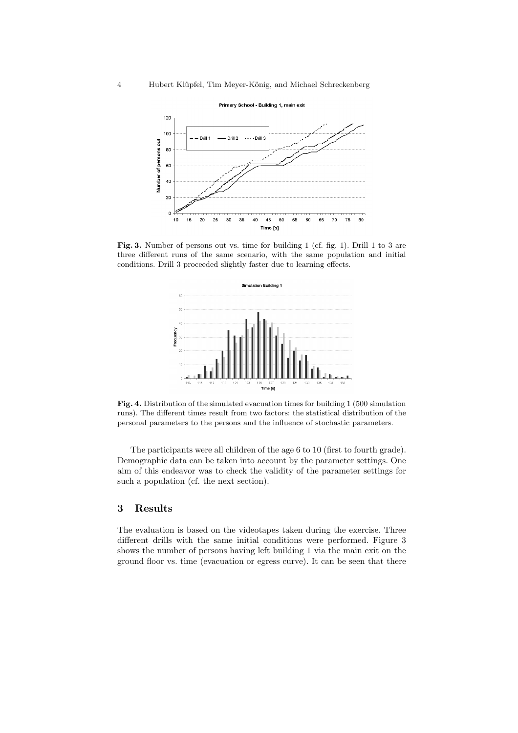**Fig. 3.** Number of persons out vs. time for building 1 (cf. fig. 1). Drill 1 to 3 are three different runs of the same scenario, with the same population and initial conditions. Drill 3 proceeded slightly faster due to learning effects.

**Fig. 4.** Distribution of the simulated evacuation times for building 1 (500 simulation runs). The different times result from two factors: the statistical distribution of the personal parameters to the persons and the influence of stochastic parameters.

The participants were all children of the age 6 to 10 (first to fourth grade). Demographic data can be taken into account by the parameter settings. One aim of this endeavor was to check the validity of the parameter settings for such a population (cf. the next section).

## 3 Results

The evaluation is based on the videotapes taken during the exercise. Three different drills with the same initial conditions were performed. Figure 3 shows the number of persons having left building 1 via the main exit on the ground floor vs. time (evacuation or egress curve). It can be seen that there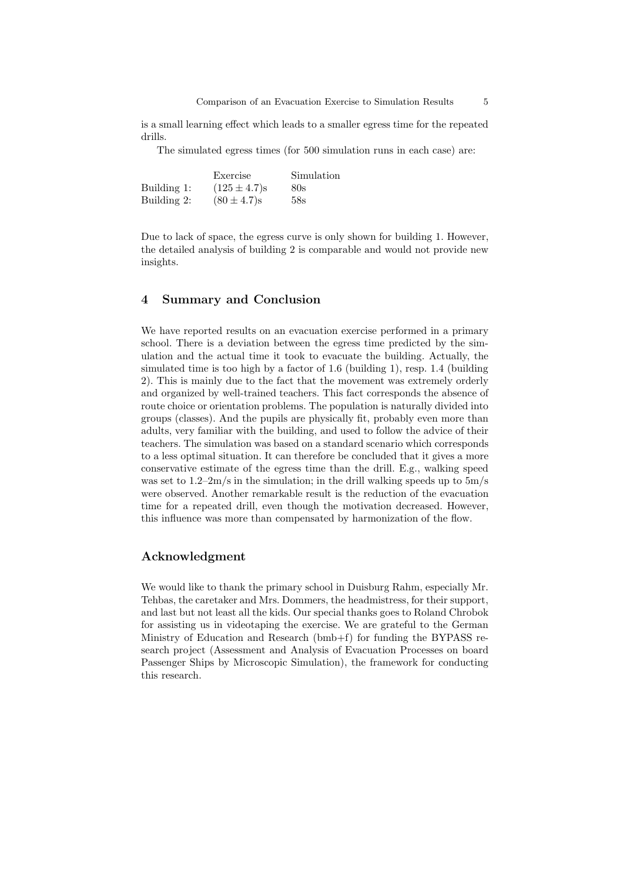is a small learning effect which leads to a smaller egress time for the repeated drills.

The simulated egress times (for 500 simulation runs in each case) are:

| | Exercise | Simulation |
|---|---|---|
| Building 1: | $(125 \pm 4.7)$s | 80s |
| Building 2: | $(80 \pm 4.7)$s | 58s |

Due to lack of space, the egress curve is only shown for building 1. However, the detailed analysis of building 2 is comparable and would not provide new insights.

## 4 Summary and Conclusion

We have reported results on an evacuation exercise performed in a primary school. There is a deviation between the egress time predicted by the simulation and the actual time it took to evacuate the building. Actually, the simulated time is too high by a factor of 1.6 (building 1), resp. 1.4 (building 2). This is mainly due to the fact that the movement was extremely orderly and organized by well-trained teachers. This fact corresponds the absence of route choice or orientation problems. The population is naturally divided into groups (classes). And the pupils are physically fit, probably even more than adults, very familiar with the building, and used to follow the advice of their teachers. The simulation was based on a standard scenario which corresponds to a less optimal situation. It can therefore be concluded that it gives a more conservative estimate of the egress time than the drill. E.g., walking speed was set to 1.2–2m/s in the simulation; in the drill walking speeds up to 5m/s were observed. Another remarkable result is the reduction of the evacuation time for a repeated drill, even though the motivation decreased. However, this influence was more than compensated by harmonization of the flow.

## Acknowledgment

We would like to thank the primary school in Duisburg Rahm, especially Mr. Tehbas, the caretaker and Mrs. Dommers, the headmistress, for their support, and last but not least all the kids. Our special thanks goes to Roland Chrobok for assisting us in videotaping the exercise. We are grateful to the German Ministry of Education and Research (bmb+f) for funding the BYPASS research project (Assessment and Analysis of Evacuation Processes on board Passenger Ships by Microscopic Simulation), the framework for conducting this research.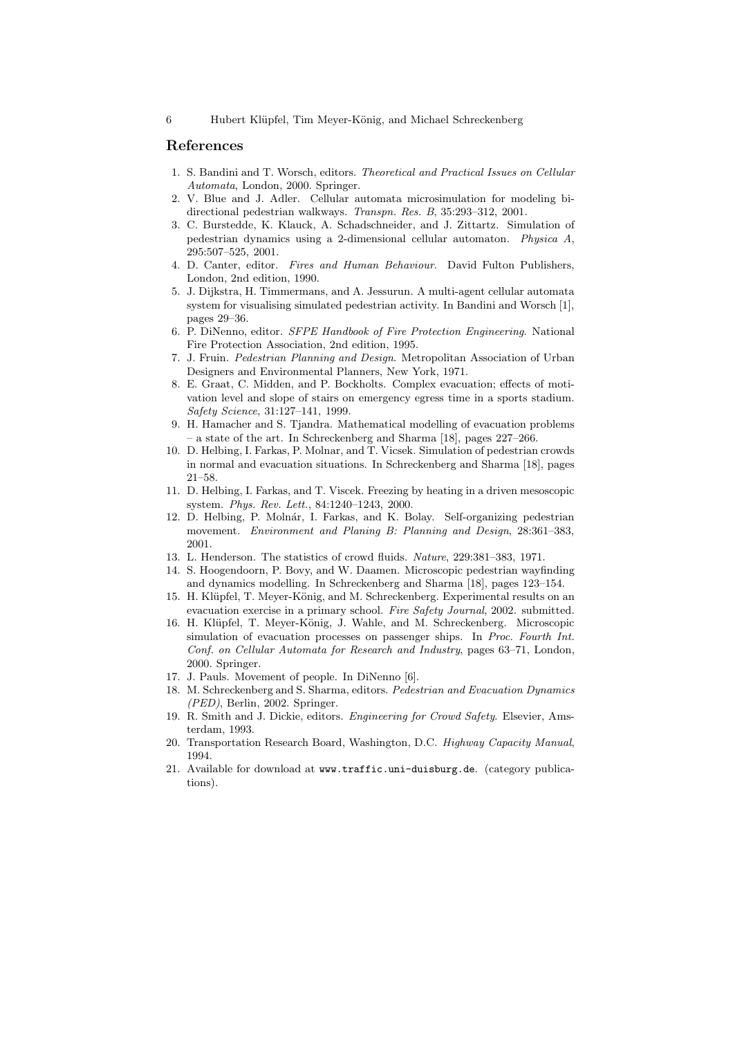## References

1. S. Bandini and T. Worsch, editors. *Theoretical and Practical Issues on Cellular Automata*, London, 2000. Springer.
2. V. Blue and J. Adler. Cellular automata microsimulation for modeling bi-directional pedestrian walkways. *Transpn. Res. B*, 35:293–312, 2001.
3. C. Burstedde, K. Klauck, A. Schadschneider, and J. Zittartz. Simulation of pedestrian dynamics using a 2-dimensional cellular automaton. *Physica A*, 295:507–525, 2001.
4. D. Canter, editor. *Fires and Human Behaviour*. David Fulton Publishers, London, 2nd edition, 1990.
5. J. Dijkstra, H. Timmermans, and A. Jessurun. A multi-agent cellular automata system for visualising simulated pedestrian activity. In Bandini and Worsch [1], pages 29–36.
6. P. DiNenno, editor. *SFPE Handbook of Fire Protection Engineering*. National Fire Protection Association, 2nd edition, 1995.
7. J. Fruin. *Pedestrian Planning and Design*. Metropolitan Association of Urban Designers and Environmental Planners, New York, 1971.
8. E. Graat, C. Midden, and P. Bockholts. Complex evacuation; effects of motivation level and slope of stairs on emergency egress time in a sports stadium. *Safety Science*, 31:127–141, 1999.
9. H. Hamacher and S. Tjandra. Mathematical modelling of evacuation problems – a state of the art. In Schreckenberg and Sharma [18], pages 227–266.
10. D. Helbing, I. Farkas, P. Molnar, and T. Vicsek. Simulation of pedestrian crowds in normal and evacuation situations. In Schreckenberg and Sharma [18], pages 21–58.
11. D. Helbing, I. Farkas, and T. Viscek. Freezing by heating in a driven mesoscopic system. *Phys. Rev. Lett.*, 84:1240–1243, 2000.
12. D. Helbing, P. Molnár, I. Farkas, and K. Bolay. Self-organizing pedestrian movement. *Environment and Planing B: Planning and Design*, 28:361–383, 2001.
13. L. Henderson. The statistics of crowd fluids. *Nature*, 229:381–383, 1971.
14. S. Hoogendoorn, P. Bovy, and W. Daamen. Microscopic pedestrian wayfinding and dynamics modelling. In Schreckenberg and Sharma [18], pages 123–154.
15. H. Klüpfel, T. Meyer-König, and M. Schreckenberg. Experimental results on an evacuation exercise in a primary school. *Fire Safety Journal*, 2002. submitted.
16. H. Klüpfel, T. Meyer-König, J. Wahle, and M. Schreckenberg. Microscopic simulation of evacuation processes on passenger ships. In *Proc. Fourth Int. Conf. on Cellular Automata for Research and Industry*, pages 63–71, London, 2000. Springer.
17. J. Pauls. Movement of people. In DiNenno [6].
18. M. Schreckenberg and S. Sharma, editors. *Pedestrian and Evacuation Dynamics (PED)*, Berlin, 2002. Springer.
19. R. Smith and J. Dickie, editors. *Engineering for Crowd Safety*. Elsevier, Amsterdam, 1993.
20. Transportation Research Board, Washington, D.C. *Highway Capacity Manual*, 1994.
21. Available for download at `www.traffic.uni-duisburg.de`. (category publications).